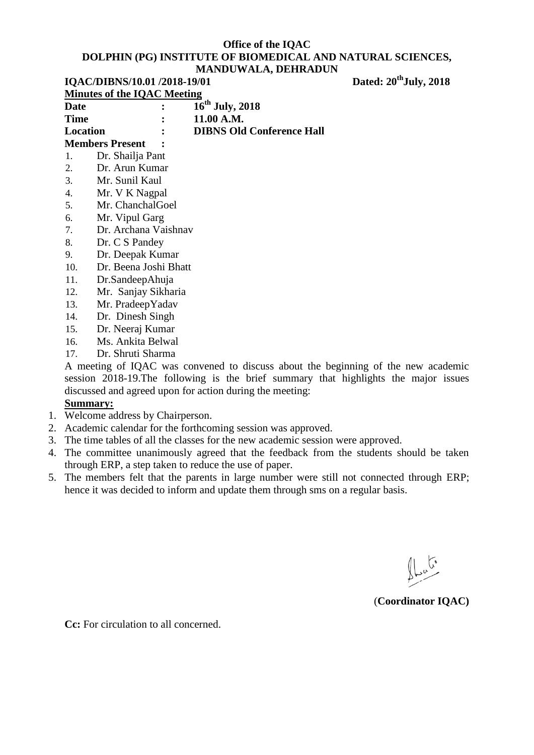**Office of the IQAC**
**DOLPHIN (PG) INSTITUTE OF BIOMEDICAL AND NATURAL SCIENCES, MANDUWALA, DEHRADUN**

**IQAC/DIBNS/10.01 /2018-19/01** **Dated: 20th July, 2018**

**Minutes of the IQAC Meeting**

| | | |
|---|---|---|
| **Date** | **:** | **16th July, 2018** |
| **Time** | **:** | **11.00 A.M.** |
| **Location** | **:** | **DIBNS Old Conference Hall** |
| **Members Present** | **:** | |

1. Dr. Shailja Pant
2. Dr. Arun Kumar
3. Mr. Sunil Kaul
4. Mr. V K Nagpal
5. Mr. ChanchalGoel
6. Mr. Vipul Garg
7. Dr. Archana Vaishnav
8. Dr. C S Pandey
9. Dr. Deepak Kumar
10. Dr. Beena Joshi Bhatt
11. Dr.SandeepAhuja
12. Mr. Sanjay Sikharia
13. Mr. PradeepYadav
14. Dr. Dinesh Singh
15. Dr. Neeraj Kumar
16. Ms. Ankita Belwal
17. Dr. Shruti Sharma

A meeting of IQAC was convened to discuss about the beginning of the new academic session 2018-19.The following is the brief summary that highlights the major issues discussed and agreed upon for action during the meeting:

**Summary:**

1. Welcome address by Chairperson.
2. Academic calendar for the forthcoming session was approved.
3. The time tables of all the classes for the new academic session were approved.
4. The committee unanimously agreed that the feedback from the students should be taken through ERP, a step taken to reduce the use of paper.
5. The members felt that the parents in large number were still not connected through ERP; hence it was decided to inform and update them through sms on a regular basis.

(**Coordinator IQAC)**

**Cc:** For circulation to all concerned.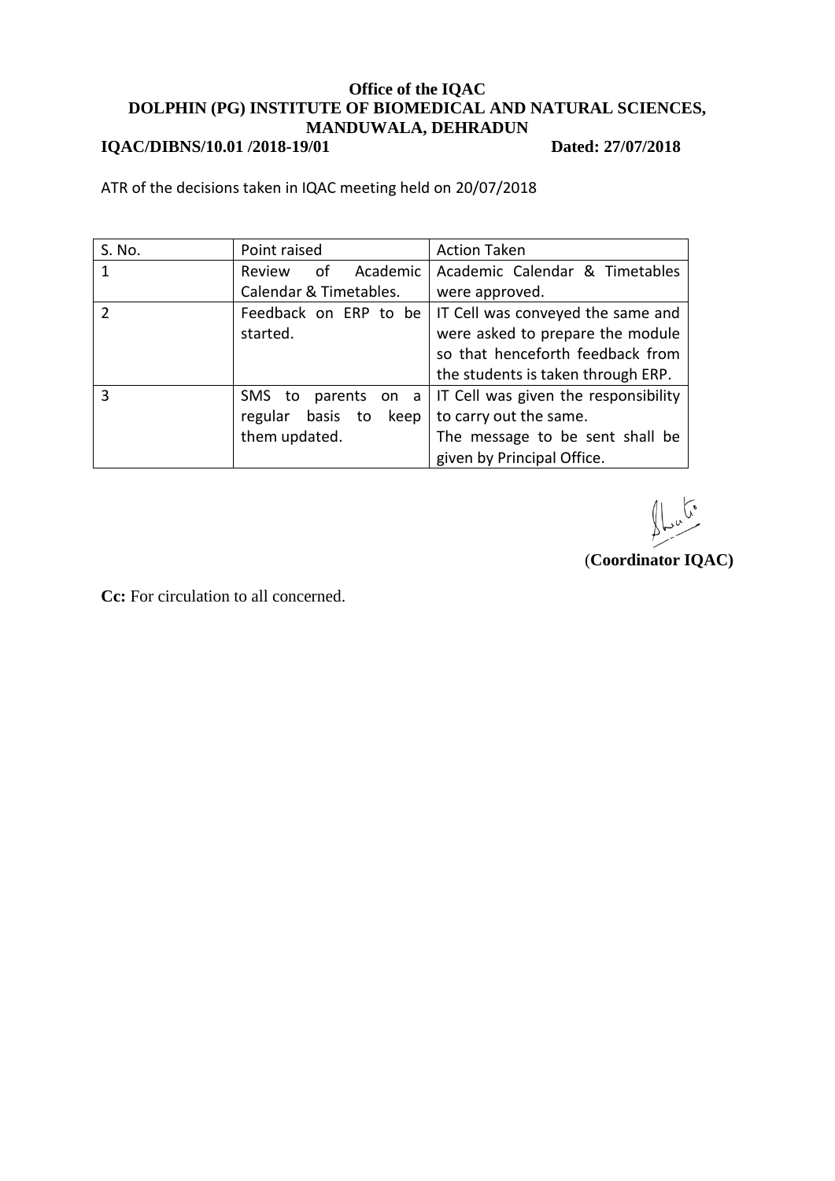**Office of the IQAC**
**DOLPHIN (PG) INSTITUTE OF BIOMEDICAL AND NATURAL SCIENCES, MANDUWALA, DEHRADUN**

**IQAC/DIBNS/10.01 /2018-19/01** **Dated: 27/07/2018**

ATR of the decisions taken in IQAC meeting held on 20/07/2018

| S. No. | Point raised | Action Taken |
|---|---|---|
| 1 | Review of Academic Calendar & Timetables. | Academic Calendar & Timetables were approved. |
| 2 | Feedback on ERP to be started. | IT Cell was conveyed the same and were asked to prepare the module so that henceforth feedback from the students is taken through ERP. |
| 3 | SMS to parents on a regular basis to keep them updated. | IT Cell was given the responsibility to carry out the same. The message to be sent shall be given by Principal Office. |

(**Coordinator IQAC)**

**Cc:** For circulation to all concerned.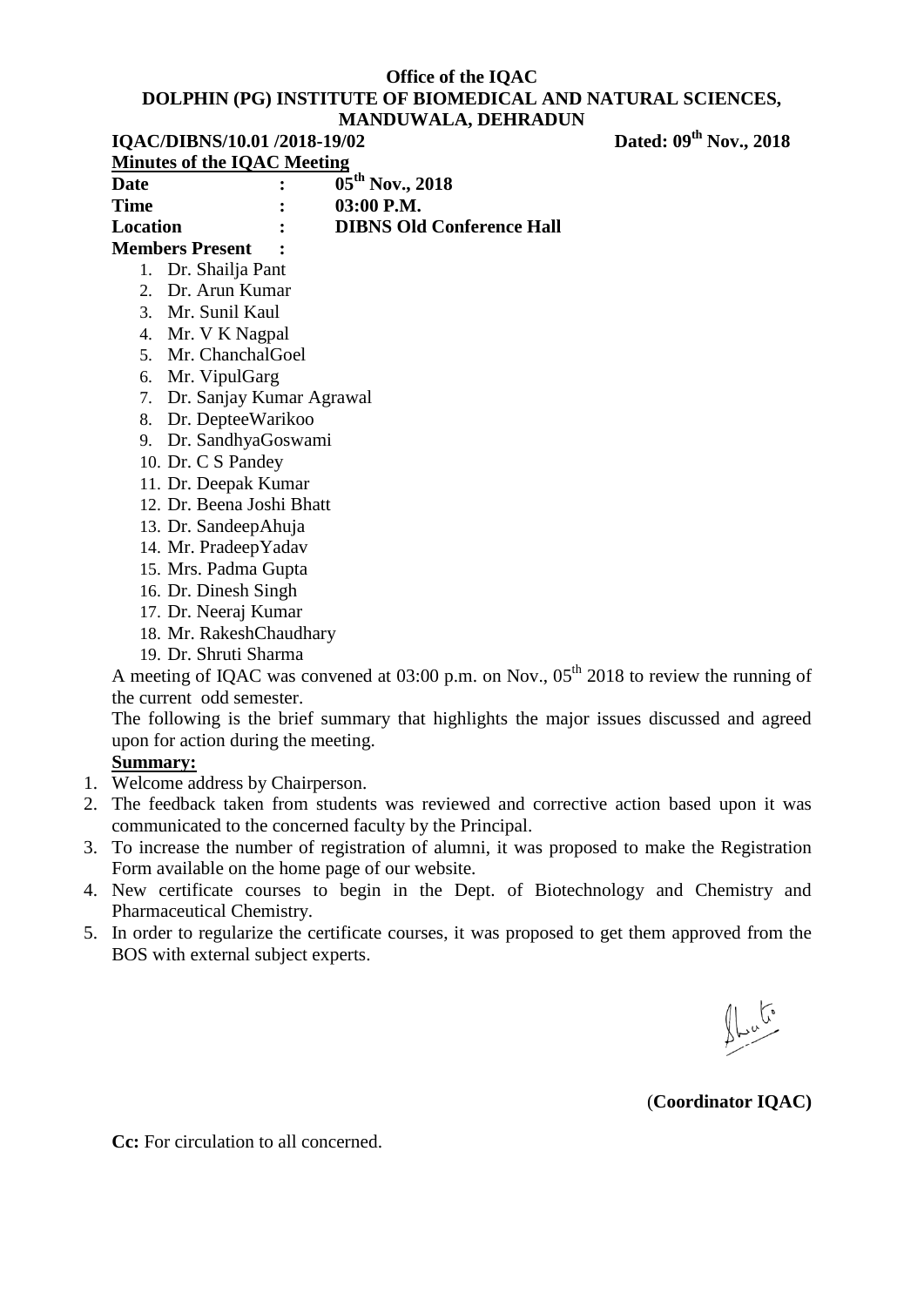**Office of the IQAC**

**DOLPHIN (PG) INSTITUTE OF BIOMEDICAL AND NATURAL SCIENCES, MANDUWALA, DEHRADUN**

**IQAC/DIBNS/10.01 /2018-19/02** **Dated: 09th Nov., 2018**

**Minutes of the IQAC Meeting**

**Date : 05th Nov., 2018**

**Time : 03:00 P.M.**

**Location : DIBNS Old Conference Hall**

**Members Present :**

1. Dr. Shailja Pant
2. Dr. Arun Kumar
3. Mr. Sunil Kaul
4. Mr. V K Nagpal
5. Mr. ChanchalGoel
6. Mr. VipulGarg
7. Dr. Sanjay Kumar Agrawal
8. Dr. DepteeWarikoo
9. Dr. SandhyaGoswami
10. Dr. C S Pandey
11. Dr. Deepak Kumar
12. Dr. Beena Joshi Bhatt
13. Dr. SandeepAhuja
14. Mr. PradeepYadav
15. Mrs. Padma Gupta
16. Dr. Dinesh Singh
17. Dr. Neeraj Kumar
18. Mr. RakeshChaudhary
19. Dr. Shruti Sharma

A meeting of IQAC was convened at 03:00 p.m. on Nov., 05th 2018 to review the running of the current odd semester.

The following is the brief summary that highlights the major issues discussed and agreed upon for action during the meeting.

**Summary:**

1. Welcome address by Chairperson.
2. The feedback taken from students was reviewed and corrective action based upon it was communicated to the concerned faculty by the Principal.
3. To increase the number of registration of alumni, it was proposed to make the Registration Form available on the home page of our website.
4. New certificate courses to begin in the Dept. of Biotechnology and Chemistry and Pharmaceutical Chemistry.
5. In order to regularize the certificate courses, it was proposed to get them approved from the BOS with external subject experts.

(**Coordinator IQAC)**

**Cc:** For circulation to all concerned.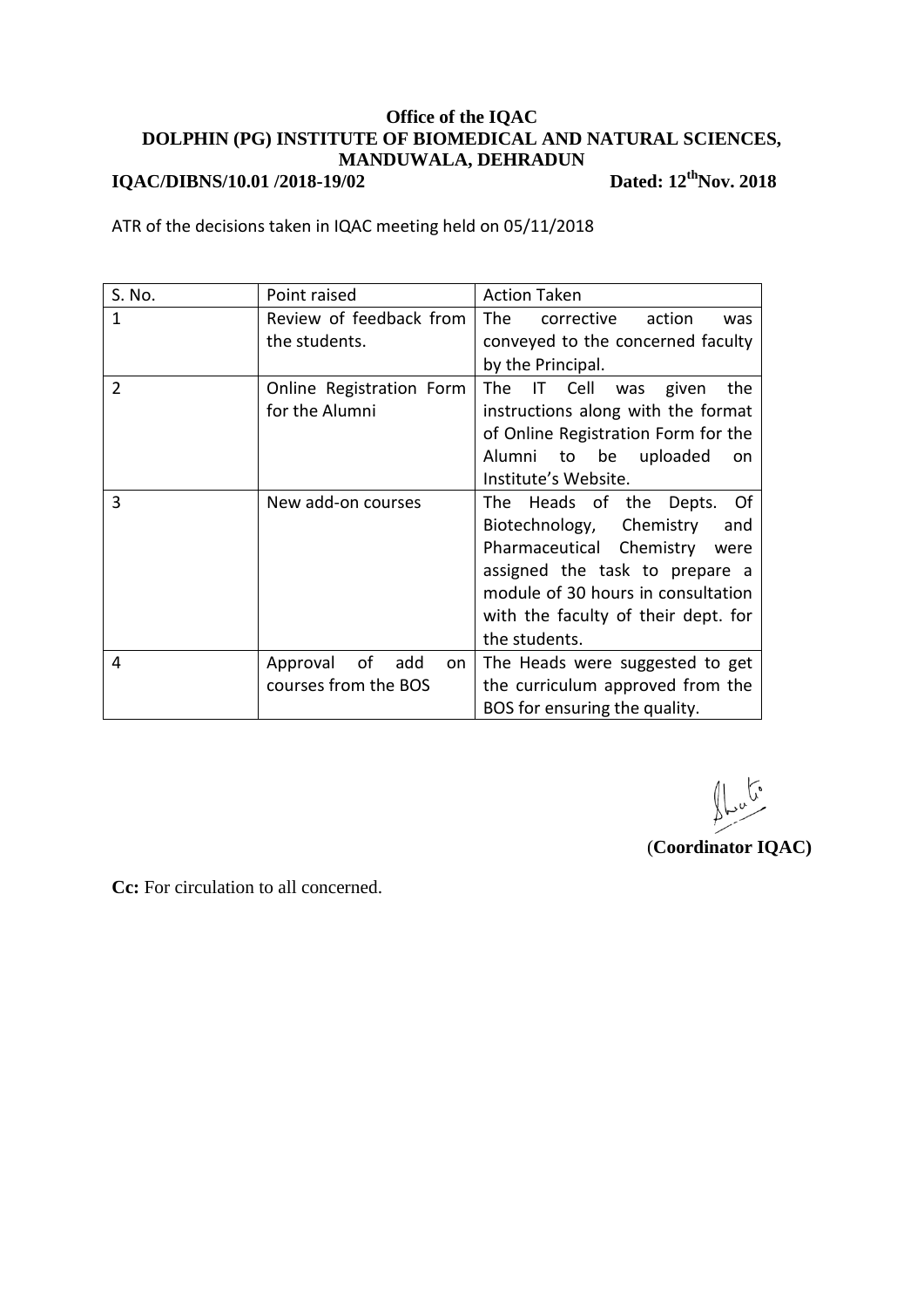**Office of the IQAC**
**DOLPHIN (PG) INSTITUTE OF BIOMEDICAL AND NATURAL SCIENCES, MANDUWALA, DEHRADUN**

**IQAC/DIBNS/10.01 /2018-19/02** **Dated: 12th Nov. 2018**

ATR of the decisions taken in IQAC meeting held on 05/11/2018

| S. No. | Point raised | Action Taken |
|---|---|---|
| 1 | Review of feedback from the students. | The corrective action was conveyed to the concerned faculty by the Principal. |
| 2 | Online Registration Form for the Alumni | The IT Cell was given the instructions along with the format of Online Registration Form for the Alumni to be uploaded on Institute's Website. |
| 3 | New add-on courses | The Heads of the Depts. Of Biotechnology, Chemistry and Pharmaceutical Chemistry were assigned the task to prepare a module of 30 hours in consultation with the faculty of their dept. for the students. |
| 4 | Approval of add on courses from the BOS | The Heads were suggested to get the curriculum approved from the BOS for ensuring the quality. |

(**Coordinator IQAC)**

**Cc:** For circulation to all concerned.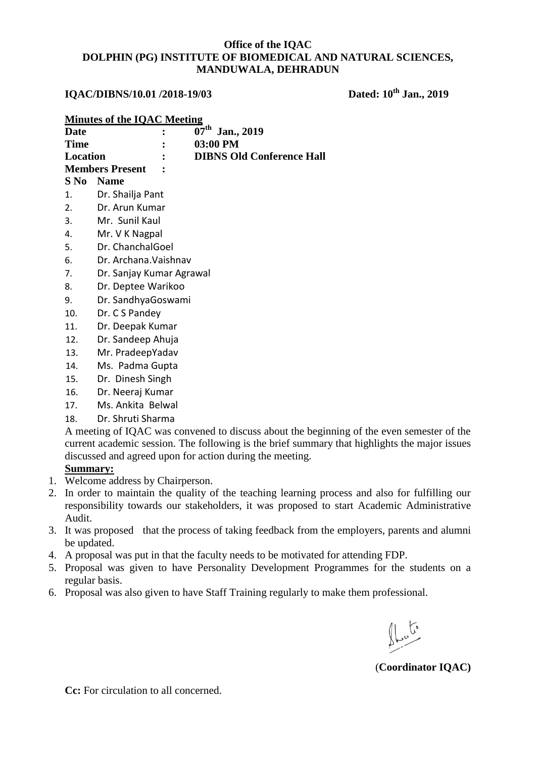**Office of the IQAC**
**DOLPHIN (PG) INSTITUTE OF BIOMEDICAL AND NATURAL SCIENCES, MANDUWALA, DEHRADUN**

**IQAC/DIBNS/10.01 /2018-19/03** **Dated: 10th Jan., 2019**

**Minutes of the IQAC Meeting**

| | | |
|---|---|---|
| **Date** | **:** | **07th Jan., 2019** |
| **Time** | **:** | **03:00 PM** |
| **Location** | **:** | **DIBNS Old Conference Hall** |
| **Members Present** | **:** | |

| **S No** | **Name** |
|---|---|
| 1. | Dr. Shailja Pant |
| 2. | Dr. Arun Kumar |
| 3. | Mr. Sunil Kaul |
| 4. | Mr. V K Nagpal |
| 5. | Dr. ChanchalGoel |
| 6. | Dr. Archana.Vaishnav |
| 7. | Dr. Sanjay Kumar Agrawal |
| 8. | Dr. Deptee Warikoo |
| 9. | Dr. SandhyaGoswami |
| 10. | Dr. C S Pandey |
| 11. | Dr. Deepak Kumar |
| 12. | Dr. Sandeep Ahuja |
| 13. | Mr. PradeepYadav |
| 14. | Ms. Padma Gupta |
| 15. | Dr. Dinesh Singh |
| 16. | Dr. Neeraj Kumar |
| 17. | Ms. Ankita Belwal |
| 18. | Dr. Shruti Sharma |

A meeting of IQAC was convened to discuss about the beginning of the even semester of the current academic session. The following is the brief summary that highlights the major issues discussed and agreed upon for action during the meeting.

**Summary:**

1. Welcome address by Chairperson.
2. In order to maintain the quality of the teaching learning process and also for fulfilling our responsibility towards our stakeholders, it was proposed to start Academic Administrative Audit.
3. It was proposed that the process of taking feedback from the employers, parents and alumni be updated.
4. A proposal was put in that the faculty needs to be motivated for attending FDP.
5. Proposal was given to have Personality Development Programmes for the students on a regular basis.
6. Proposal was also given to have Staff Training regularly to make them professional.

(**Coordinator IQAC)**

**Cc:** For circulation to all concerned.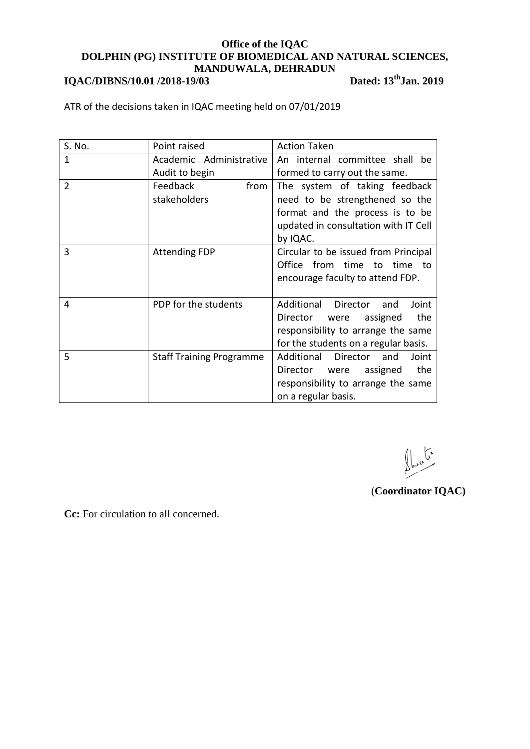**Office of the IQAC**
**DOLPHIN (PG) INSTITUTE OF BIOMEDICAL AND NATURAL SCIENCES, MANDUWALA, DEHRADUN**

**IQAC/DIBNS/10.01 /2018-19/03** **Dated: 13th Jan. 2019**

ATR of the decisions taken in IQAC meeting held on 07/01/2019

| S. No. | Point raised | Action Taken |
|---|---|---|
| 1 | Academic Administrative Audit to begin | An internal committee shall be formed to carry out the same. |
| 2 | Feedback from stakeholders | The system of taking feedback need to be strengthened so the format and the process is to be updated in consultation with IT Cell by IQAC. |
| 3 | Attending FDP | Circular to be issued from Principal Office from time to time to encourage faculty to attend FDP. |
| 4 | PDP for the students | Additional Director and Joint Director were assigned the responsibility to arrange the same for the students on a regular basis. |
| 5 | Staff Training Programme | Additional Director and Joint Director were assigned the responsibility to arrange the same on a regular basis. |

(**Coordinator IQAC)**

**Cc:** For circulation to all concerned.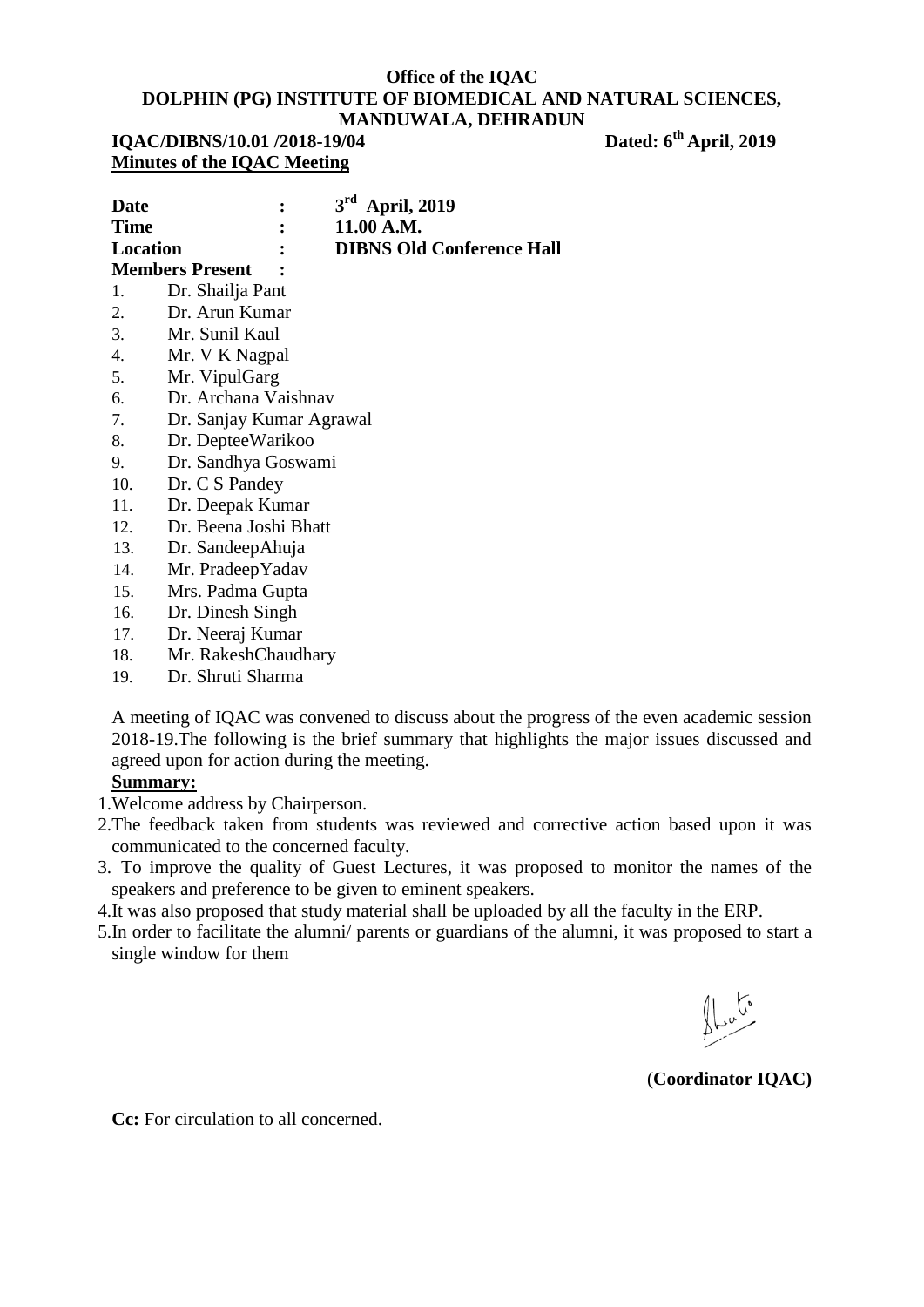**Office of the IQAC**
**DOLPHIN (PG) INSTITUTE OF BIOMEDICAL AND NATURAL SCIENCES, MANDUWALA, DEHRADUN**

**IQAC/DIBNS/10.01 /2018-19/04** **Dated: 6th April, 2019**

**Minutes of the IQAC Meeting**

**Date** : **3rd April, 2019**
**Time** : **11.00 A.M.**
**Location** : **DIBNS Old Conference Hall**
**Members Present** :

1. Dr. Shailja Pant
2. Dr. Arun Kumar
3. Mr. Sunil Kaul
4. Mr. V K Nagpal
5. Mr. VipulGarg
6. Dr. Archana Vaishnav
7. Dr. Sanjay Kumar Agrawal
8. Dr. DepteeWarikoo
9. Dr. Sandhya Goswami
10. Dr. C S Pandey
11. Dr. Deepak Kumar
12. Dr. Beena Joshi Bhatt
13. Dr. SandeepAhuja
14. Mr. PradeepYadav
15. Mrs. Padma Gupta
16. Dr. Dinesh Singh
17. Dr. Neeraj Kumar
18. Mr. RakeshChaudhary
19. Dr. Shruti Sharma

A meeting of IQAC was convened to discuss about the progress of the even academic session 2018-19.The following is the brief summary that highlights the major issues discussed and agreed upon for action during the meeting.

**Summary:**

1. Welcome address by Chairperson.
2. The feedback taken from students was reviewed and corrective action based upon it was communicated to the concerned faculty.
3. To improve the quality of Guest Lectures, it was proposed to monitor the names of the speakers and preference to be given to eminent speakers.
4. It was also proposed that study material shall be uploaded by all the faculty in the ERP.
5. In order to facilitate the alumni/ parents or guardians of the alumni, it was proposed to start a single window for them

(**Coordinator IQAC)**

**Cc:** For circulation to all concerned.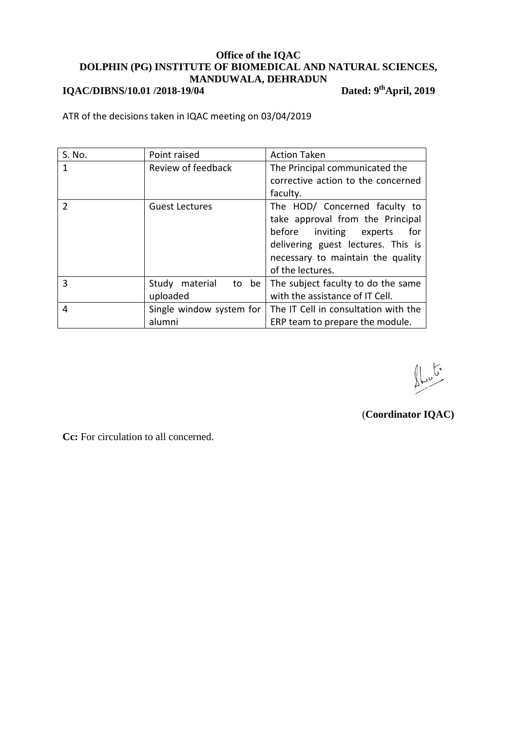**Office of the IQAC**
**DOLPHIN (PG) INSTITUTE OF BIOMEDICAL AND NATURAL SCIENCES, MANDUWALA, DEHRADUN**

**IQAC/DIBNS/10.01 /2018-19/04** **Dated: 9th April, 2019**

ATR of the decisions taken in IQAC meeting on 03/04/2019

| S. No. | Point raised | Action Taken |
|---|---|---|
| 1 | Review of feedback | The Principal communicated the corrective action to the concerned faculty. |
| 2 | Guest Lectures | The HOD/ Concerned faculty to take approval from the Principal before inviting experts for delivering guest lectures. This is necessary to maintain the quality of the lectures. |
| 3 | Study material to be uploaded | The subject faculty to do the same with the assistance of IT Cell. |
| 4 | Single window system for alumni | The IT Cell in consultation with the ERP team to prepare the module. |

(**Coordinator IQAC)**

**Cc:** For circulation to all concerned.